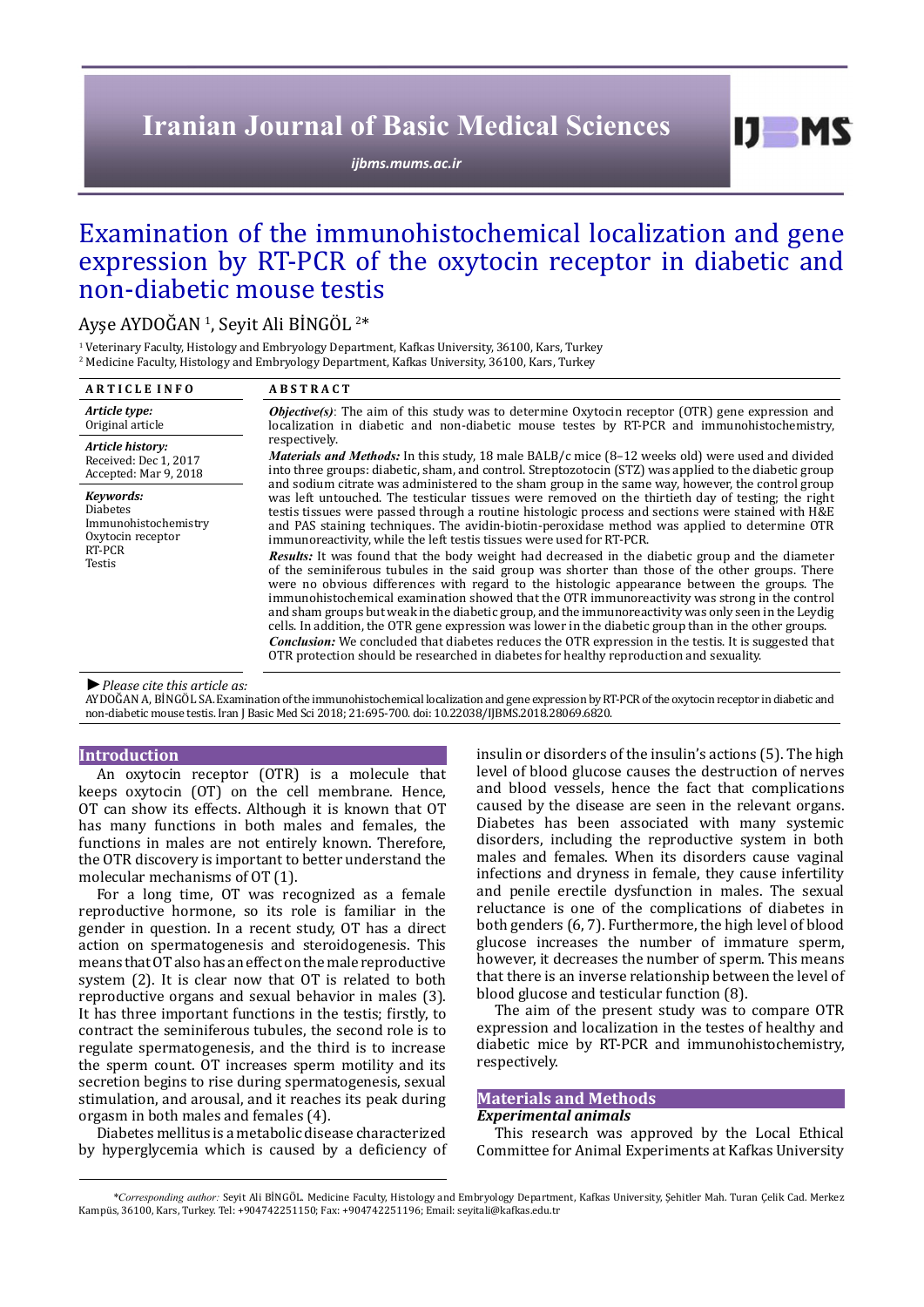# Examination of the immunohistochemical localization and gene expression by RT-PCR of the oxytocin receptor in diabetic and non-diabetic mouse testis

Ayşe AYDOĞAN [1], Seyit Ali BİNGÖL [2]*

[1] Veterinary Faculty, Histology and Embryology Department, Kafkas University, 36100, Kars, Turkey
[2] Medicine Faculty, Histology and Embryology Department, Kafkas University, 36100, Kars, Turkey

**ARTICLE INFO**

*Article type:*
Original article

*Article history:*
Received: Dec 1, 2017
Accepted: Mar 9, 2018

*Keywords:*
Diabetes
Immunohistochemistry
Oxytocin receptor
RT-PCR
Testis

**ABSTRACT**

***Objective(s)***: The aim of this study was to determine Oxytocin receptor (OTR) gene expression and localization in diabetic and non-diabetic mouse testes by RT-PCR and immunohistochemistry, respectively.

***Materials and Methods:*** In this study, 18 male BALB/c mice (8–12 weeks old) were used and divided into three groups: diabetic, sham, and control. Streptozotocin (STZ) was applied to the diabetic group and sodium citrate was administered to the sham group in the same way, however, the control group was left untouched. The testicular tissues were removed on the thirtieth day of testing; the right testis tissues were passed through a routine histologic process and sections were stained with H&E and PAS staining techniques. The avidin-biotin-peroxidase method was applied to determine OTR immunoreactivity, while the left testis tissues were used for RT-PCR.

***Results:*** It was found that the body weight had decreased in the diabetic group and the diameter of the seminiferous tubules in the said group was shorter than those of the other groups. There were no obvious differences with regard to the histologic appearance between the groups. The immunohistochemical examination showed that the OTR immunoreactivity was strong in the control and sham groups but weak in the diabetic group, and the immunoreactivity was only seen in the Leydig cells. In addition, the OTR gene expression was lower in the diabetic group than in the other groups.

***Conclusion:*** We concluded that diabetes reduces the OTR expression in the testis. It is suggested that OTR protection should be researched in diabetes for healthy reproduction and sexuality.

► *Please cite this article as:*
AYDOĞAN A, BİNGÖL SA. Examination of the immunohistochemical localization and gene expression by RT-PCR of the oxytocin receptor in diabetic and non-diabetic mouse testis. Iran J Basic Med Sci 2018; 21:695-700. doi: 10.22038/IJBMS.2018.28069.6820.

## Introduction

An oxytocin receptor (OTR) is a molecule that keeps oxytocin (OT) on the cell membrane. Hence, OT can show its effects. Although it is known that OT has many functions in both males and females, the functions in males are not entirely known. Therefore, the OTR discovery is important to better understand the molecular mechanisms of OT (1).

For a long time, OT was recognized as a female reproductive hormone, so its role is familiar in the gender in question. In a recent study, OT has a direct action on spermatogenesis and steroidogenesis. This means that OT also has an effect on the male reproductive system (2). It is clear now that OT is related to both reproductive organs and sexual behavior in males (3). It has three important functions in the testis; firstly, to contract the seminiferous tubules, the second role is to regulate spermatogenesis, and the third is to increase the sperm count. OT increases sperm motility and its secretion begins to rise during spermatogenesis, sexual stimulation, and arousal, and it reaches its peak during orgasm in both males and females (4).

Diabetes mellitus is a metabolic disease characterized by hyperglycemia which is caused by a deficiency of insulin or disorders of the insulin's actions (5). The high level of blood glucose causes the destruction of nerves and blood vessels, hence the fact that complications caused by the disease are seen in the relevant organs. Diabetes has been associated with many systemic disorders, including the reproductive system in both males and females. When its disorders cause vaginal infections and dryness in female, they cause infertility and penile erectile dysfunction in males. The sexual reluctance is one of the complications of diabetes in both genders (6, 7). Furthermore, the high level of blood glucose increases the number of immature sperm, however, it decreases the number of sperm. This means that there is an inverse relationship between the level of blood glucose and testicular function (8).

The aim of the present study was to compare OTR expression and localization in the testes of healthy and diabetic mice by RT-PCR and immunohistochemistry, respectively.

## Materials and Methods

### Experimental animals

This research was approved by the Local Ethical Committee for Animal Experiments at Kafkas University

*\*Corresponding author:* Seyit Ali BİNGÖL. Medicine Faculty, Histology and Embryology Department, Kafkas University, Şehitler Mah. Turan Çelik Cad. Merkez Kampüs, 36100, Kars, Turkey. Tel: +904742251150; Fax: +904742251196; Email: seyitali@kafkas.edu.tr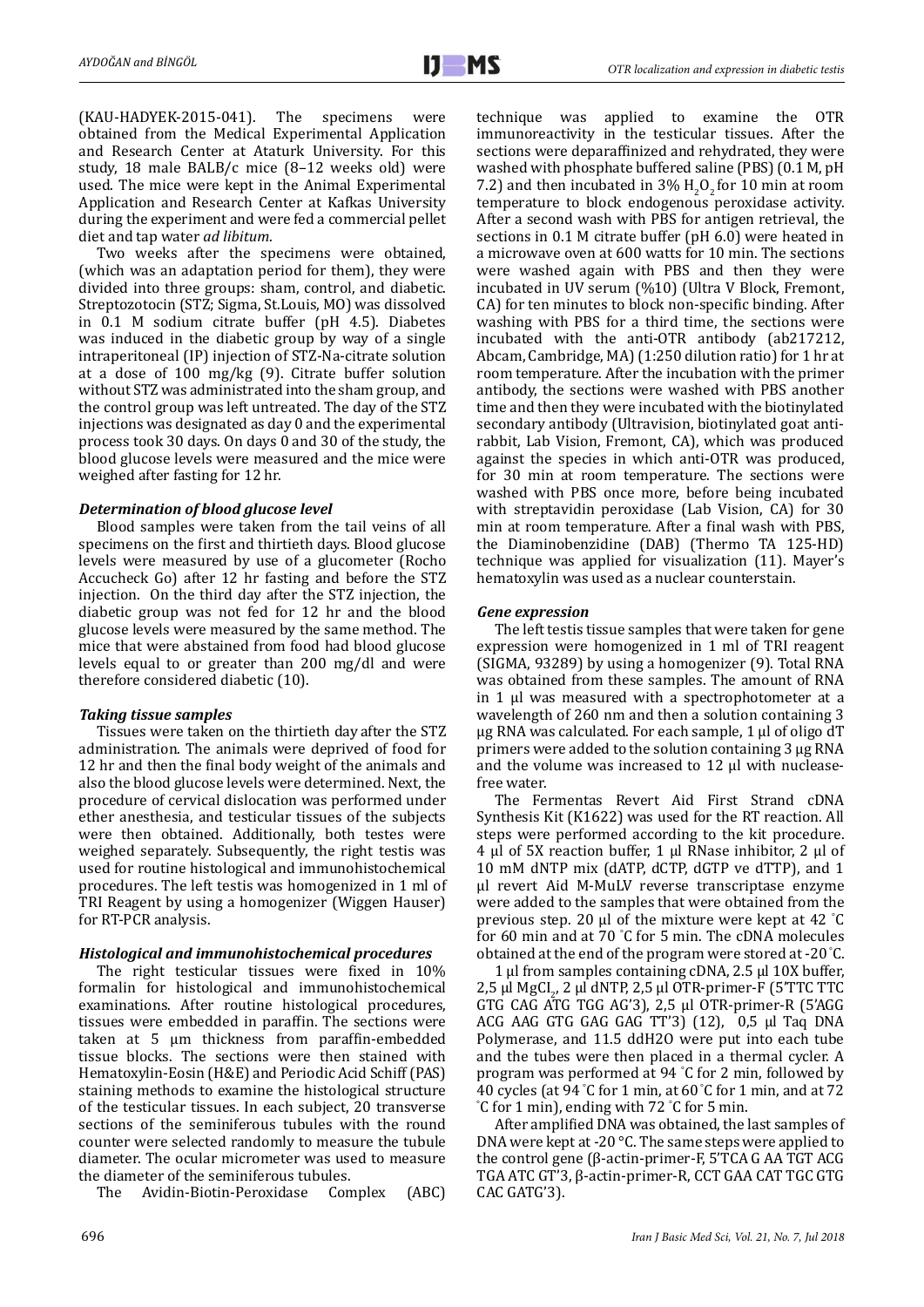(KAU-HADYEK-2015-041). The specimens were obtained from the Medical Experimental Application and Research Center at Ataturk University. For this study, 18 male BALB/c mice (8–12 weeks old) were used. The mice were kept in the Animal Experimental Application and Research Center at Kafkas University during the experiment and were fed a commercial pellet diet and tap water *ad libitum*.

Two weeks after the specimens were obtained, (which was an adaptation period for them), they were divided into three groups: sham, control, and diabetic. Streptozotocin (STZ; Sigma, St.Louis, MO) was dissolved in 0.1 M sodium citrate buffer (pH 4.5). Diabetes was induced in the diabetic group by way of a single intraperitoneal (IP) injection of STZ-Na-citrate solution at a dose of 100 mg/kg (9). Citrate buffer solution without STZ was administrated into the sham group, and the control group was left untreated. The day of the STZ injections was designated as day 0 and the experimental process took 30 days. On days 0 and 30 of the study, the blood glucose levels were measured and the mice were weighed after fasting for 12 hr.

### *Determination of blood glucose level*

Blood samples were taken from the tail veins of all specimens on the first and thirtieth days. Blood glucose levels were measured by use of a glucometer (Rocho Accucheck Go) after 12 hr fasting and before the STZ injection. On the third day after the STZ injection, the diabetic group was not fed for 12 hr and the blood glucose levels were measured by the same method. The mice that were abstained from food had blood glucose levels equal to or greater than 200 mg/dl and were therefore considered diabetic (10).

### *Taking tissue samples*

Tissues were taken on the thirtieth day after the STZ administration. The animals were deprived of food for 12 hr and then the final body weight of the animals and also the blood glucose levels were determined. Next, the procedure of cervical dislocation was performed under ether anesthesia, and testicular tissues of the subjects were then obtained. Additionally, both testes were weighed separately. Subsequently, the right testis was used for routine histological and immunohistochemical procedures. The left testis was homogenized in 1 ml of TRI Reagent by using a homogenizer (Wiggen Hauser) for RT-PCR analysis.

### *Histological and immunohistochemical procedures*

The right testicular tissues were fixed in 10% formalin for histological and immunohistochemical examinations. After routine histological procedures, tissues were embedded in paraffin. The sections were taken at 5 µm thickness from paraffin-embedded tissue blocks. The sections were then stained with Hematoxylin-Eosin (H&E) and Periodic Acid Schiff (PAS) staining methods to examine the histological structure of the testicular tissues. In each subject, 20 transverse sections of the seminiferous tubules with the round counter were selected randomly to measure the tubule diameter. The ocular micrometer was used to measure the diameter of the seminiferous tubules.

The Avidin-Biotin-Peroxidase Complex (ABC) technique was applied to examine the OTR immunoreactivity in the testicular tissues. After the sections were deparaffinized and rehydrated, they were washed with phosphate buffered saline (PBS) (0.1 M, pH 7.2) and then incubated in 3% $H_2O_2$ for 10 min at room temperature to block endogenous peroxidase activity. After a second wash with PBS for antigen retrieval, the sections in 0.1 M citrate buffer (pH 6.0) were heated in a microwave oven at 600 watts for 10 min. The sections were washed again with PBS and then they were incubated in UV serum (%10) (Ultra V Block, Fremont, CA) for ten minutes to block non-specific binding. After washing with PBS for a third time, the sections were incubated with the anti-OTR antibody (ab217212, Abcam, Cambridge, MA) (1:250 dilution ratio) for 1 hr at room temperature. After the incubation with the primer antibody, the sections were washed with PBS another time and then they were incubated with the biotinylated secondary antibody (Ultravision, biotinylated goat anti-rabbit, Lab Vision, Fremont, CA), which was produced against the species in which anti-OTR was produced, for 30 min at room temperature. The sections were washed with PBS once more, before being incubated with streptavidin peroxidase (Lab Vision, CA) for 30 min at room temperature. After a final wash with PBS, the Diaminobenzidine (DAB) (Thermo TA 125-HD) technique was applied for visualization (11). Mayer's hematoxylin was used as a nuclear counterstain.

### *Gene expression*

The left testis tissue samples that were taken for gene expression were homogenized in 1 ml of TRI reagent (SIGMA, 93289) by using a homogenizer (9). Total RNA was obtained from these samples. The amount of RNA in 1 µl was measured with a spectrophotometer at a wavelength of 260 nm and then a solution containing 3 µg RNA was calculated. For each sample, 1 µl of oligo dT primers were added to the solution containing 3 µg RNA and the volume was increased to 12 µl with nuclease-free water.

The Fermentas Revert Aid First Strand cDNA Synthesis Kit (K1622) was used for the RT reaction. All steps were performed according to the kit procedure. 4 µl of 5X reaction buffer, 1 µl RNase inhibitor, 2 µl of 10 mM dNTP mix (dATP, dCTP, dGTP ve dTTP), and 1 µl revert Aid M-MuLV reverse transcriptase enzyme were added to the samples that were obtained from the previous step. 20 µl of the mixture were kept at 42 ˚C for 60 min and at 70 ˚C for 5 min. The cDNA molecules obtained at the end of the program were stored at -20 ˚C.

1 µl from samples containing cDNA, 2.5 µl 10X buffer, 2,5 µl $MgCl_2$, 2 µl dNTP, 2,5 µl OTR-primer-F (5'TTC TTC GTG CAG ATG TGG AG'3), 2,5 µl OTR-primer-R (5'AGG ACG AAG GTG GAG GAG TT'3) (12), 0,5 µl Taq DNA Polymerase, and 11.5 ddH2O were put into each tube and the tubes were then placed in a thermal cycler. A program was performed at 94 ˚C for 2 min, followed by 40 cycles (at 94 ˚C for 1 min, at 60 ˚C for 1 min, and at 72 ˚C for 1 min), ending with 72 ˚C for 5 min.

After amplified DNA was obtained, the last samples of DNA were kept at -20 °C. The same steps were applied to the control gene (β-actin-primer-F, 5'TCA G AA TGT ACG TGA ATC GT'3, β-actin-primer-R, CCT GAA CAT TGC GTG CAC GATG'3).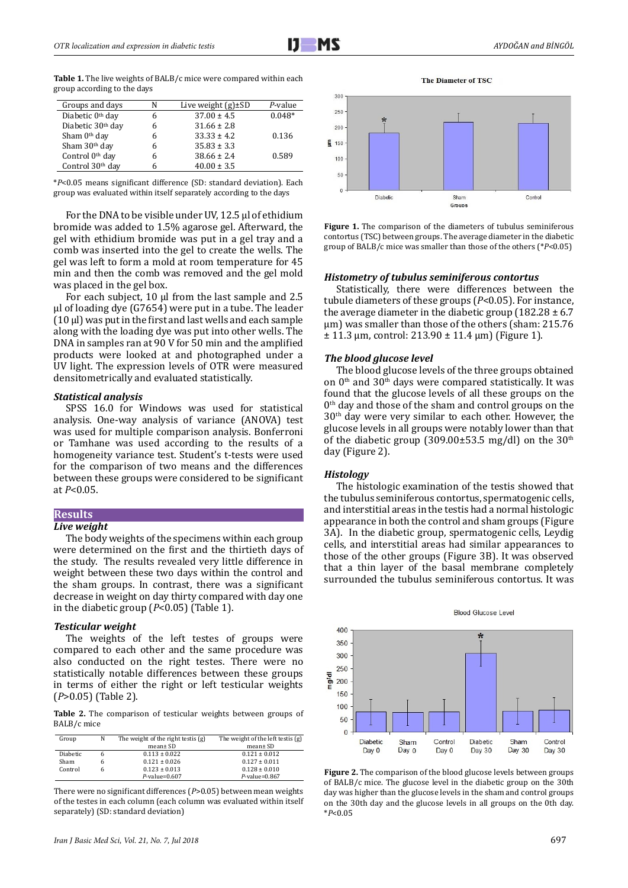**Table 1.** The live weights of BALB/c mice were compared within each group according to the days

| Groups and days | N | Live weight (g)±SD | *P*-value |
|---|---|---|---|
| Diabetic 0th day | 6 | 37.00 ± 4.5 | 0.048* |
| Diabetic 30th day | 6 | 31.66 ± 2.8 | |
| Sham 0th day | 6 | 33.33 ± 4.2 | 0.136 |
| Sham 30th day | 6 | 35.83 ± 3.3 | |
| Control 0th day | 6 | 38.66 ± 2.4 | 0.589 |
| Control 30th day | 6 | 40.00 ± 3.5 | |

**P*<0.05 means significant difference (SD: standard deviation). Each group was evaluated within itself separately according to the days

For the DNA to be visible under UV, 12.5 µl of ethidium bromide was added to 1.5% agarose gel. Afterward, the gel with ethidium bromide was put in a gel tray and a comb was inserted into the gel to create the wells. The gel was left to form a mold at room temperature for 45 min and then the comb was removed and the gel mold was placed in the gel box.

For each subject, 10 µl from the last sample and 2.5 µl of loading dye (G7654) were put in a tube. The leader (10 µl) was put in the first and last wells and each sample along with the loading dye was put into other wells. The DNA in samples ran at 90 V for 50 min and the amplified products were looked at and photographed under a UV light. The expression levels of OTR were measured densitometrically and evaluated statistically.

### Statistical analysis

SPSS 16.0 for Windows was used for statistical analysis. One-way analysis of variance (ANOVA) test was used for multiple comparison analysis. Bonferroni or Tamhane was used according to the results of a homogeneity variance test. Student's t-tests were used for the comparison of two means and the differences between these groups were considered to be significant at *P*<0.05.

## Results

### Live weight

The body weights of the specimens within each group were determined on the first and the thirtieth days of the study. The results revealed very little difference in weight between these two days within the control and the sham groups. In contrast, there was a significant decrease in weight on day thirty compared with day one in the diabetic group (*P*<0.05) (Table 1).

### Testicular weight

The weights of the left testes of groups were compared to each other and the same procedure was also conducted on the right testes. There were no statistically notable differences between these groups in terms of either the right or left testicular weights (*P*>0.05) (Table 2).

**Table 2.** The comparison of testicular weights between groups of BALB/c mice

| Group | N | The weight of the right testis (g) mean± SD | The weight of the left testis (g) mean± SD |
|---|---|---|---|
| Diabetic | 6 | 0.113 ± 0.022 | 0.121 ± 0.012 |
| Sham | 6 | 0.121 ± 0.026 | 0.127 ± 0.011 |
| Control | 6 | 0.123 ± 0.013 | 0.128 ± 0.010 |
| | | *P*-value=0.607 | *P*-value=0.867 |

There were no significant differences (*P*>0.05) between mean weights of the testes in each column (each column was evaluated within itself separately) (SD: standard deviation)

**Figure 1.** The comparison of the diameters of tubulus seminiferous contortus (TSC) between groups. The average diameter in the diabetic group of BALB/c mice was smaller than those of the others (**P*<0.05)

### Histometry of tubulus seminiferous contortus

Statistically, there were differences between the tubule diameters of these groups (*P*<0.05). For instance, the average diameter in the diabetic group (182.28 ± 6.7 µm) was smaller than those of the others (sham: 215.76 ± 11.3 µm, control: 213.90 ± 11.4 µm) (Figure 1).

### The blood glucose level

The blood glucose levels of the three groups obtained on 0th and 30th days were compared statistically. It was found that the glucose levels of all these groups on the 0th day and those of the sham and control groups on the 30th day were very similar to each other. However, the glucose levels in all groups were notably lower than that of the diabetic group (309.00±53.5 mg/dl) on the 30th day (Figure 2).

### Histology

The histologic examination of the testis showed that the tubulus seminiferous contortus, spermatogenic cells, and interstitial areas in the testis had a normal histologic appearance in both the control and sham groups (Figure 3A). In the diabetic group, spermatogenic cells, Leydig cells, and interstitial areas had similar appearances to those of the other groups (Figure 3B). It was observed that a thin layer of the basal membrane completely surrounded the tubulus seminiferous contortus. It was

**Figure 2.** The comparison of the blood glucose levels between groups of BALB/c mice. The glucose level in the diabetic group on the 30th day was higher than the glucose levels in the sham and control groups on the 30th day and the glucose levels in all groups on the 0th day. **P*<0.05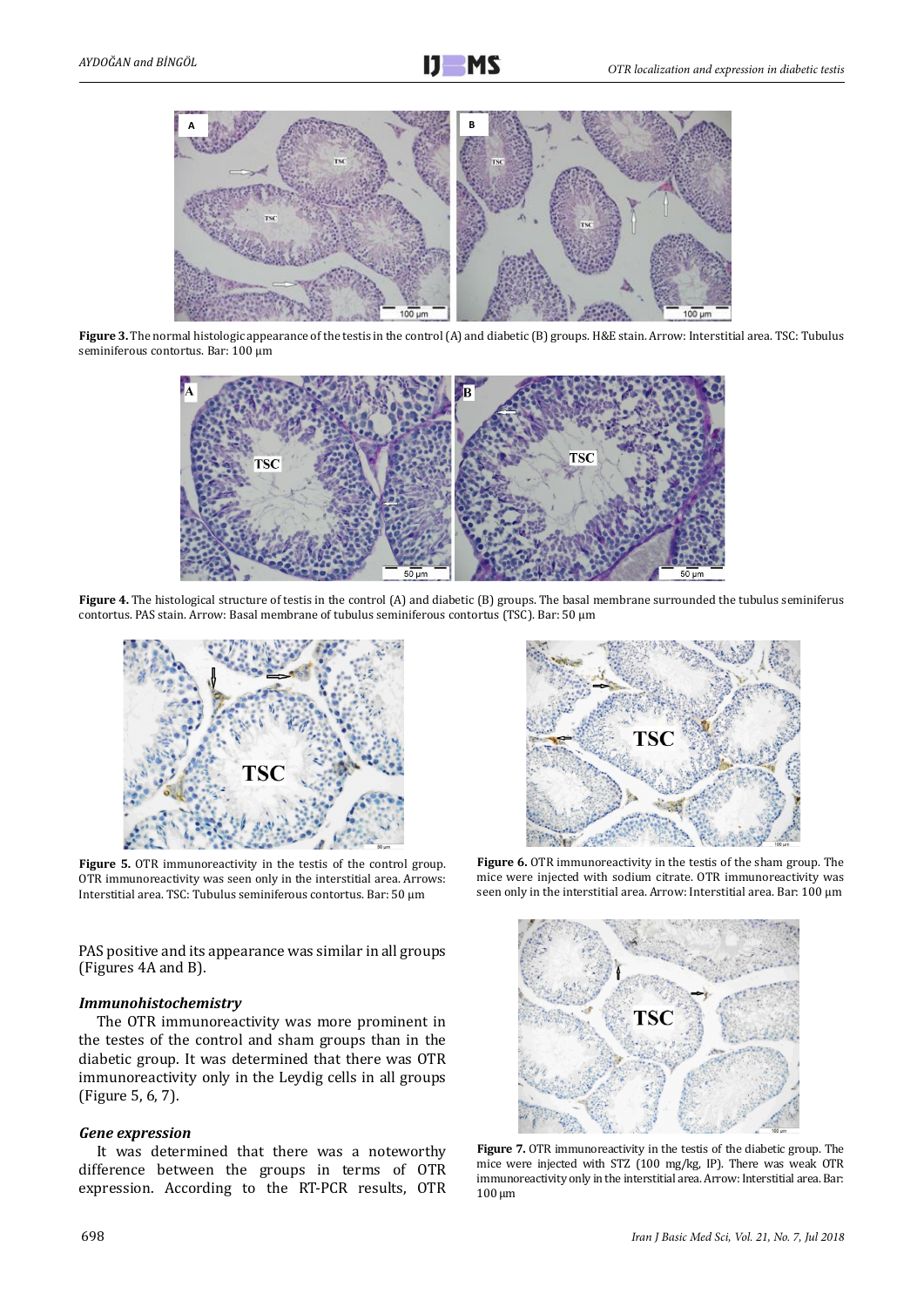**Figure 3.** The normal histologic appearance of the testis in the control (A) and diabetic (B) groups. H&E stain. Arrow: Interstitial area. TSC: Tubulus seminiferous contortus. Bar: 100 µm

**Figure 4.** The histological structure of testis in the control (A) and diabetic (B) groups. The basal membrane surrounded the tubulus seminiferus contortus. PAS stain. Arrow: Basal membrane of tubulus seminiferous contortus (TSC). Bar: 50 µm

**Figure 5.** OTR immunoreactivity in the testis of the control group. OTR immunoreactivity was seen only in the interstitial area. Arrows: Interstitial area. TSC: Tubulus seminiferous contortus. Bar: 50 µm

**Figure 6.** OTR immunoreactivity in the testis of the sham group. The mice were injected with sodium citrate. OTR immunoreactivity was seen only in the interstitial area. Arrow: Interstitial area. Bar: 100 µm

PAS positive and its appearance was similar in all groups (Figures 4A and B).

### *Immunohistochemistry*

The OTR immunoreactivity was more prominent in the testes of the control and sham groups than in the diabetic group. It was determined that there was OTR immunoreactivity only in the Leydig cells in all groups (Figure 5, 6, 7).

### *Gene expression*

It was determined that there was a noteworthy difference between the groups in terms of OTR expression. According to the RT-PCR results, OTR

**Figure 7.** OTR immunoreactivity in the testis of the diabetic group. The mice were injected with STZ (100 mg/kg, IP). There was weak OTR immunoreactivity only in the interstitial area. Arrow: Interstitial area. Bar: 100 µm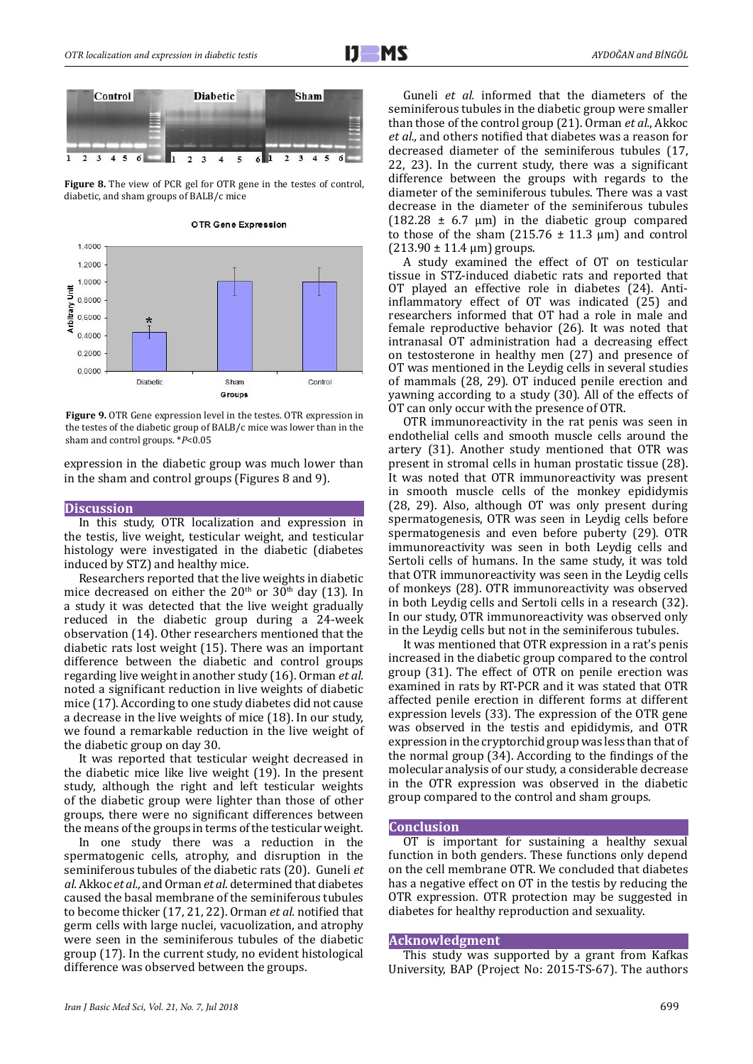Figure 8. The view of PCR gel for OTR gene in the testes of control, diabetic, and sham groups of BALB/c mice

Figure 9. OTR Gene expression level in the testes. OTR expression in the testes of the diabetic group of BALB/c mice was lower than in the sham and control groups. *$P<0.05$

expression in the diabetic group was much lower than in the sham and control groups (Figures 8 and 9).

## Discussion

In this study, OTR localization and expression in the testis, live weight, testicular weight, and testicular histology were investigated in the diabetic (diabetes induced by STZ) and healthy mice.

Researchers reported that the live weights in diabetic mice decreased on either the 20th or 30th day (13). In a study it was detected that the live weight gradually reduced in the diabetic group during a 24-week observation (14). Other researchers mentioned that the diabetic rats lost weight (15). There was an important difference between the diabetic and control groups regarding live weight in another study (16). Orman *et al.* noted a significant reduction in live weights of diabetic mice (17). According to one study diabetes did not cause a decrease in the live weights of mice (18). In our study, we found a remarkable reduction in the live weight of the diabetic group on day 30.

It was reported that testicular weight decreased in the diabetic mice like live weight (19). In the present study, although the right and left testicular weights of the diabetic group were lighter than those of other groups, there were no significant differences between the means of the groups in terms of the testicular weight.

In one study there was a reduction in the spermatogenic cells, atrophy, and disruption in the seminiferous tubules of the diabetic rats (20). Guneli *et al.* Akkoc *et al.*, and Orman *et al.* determined that diabetes caused the basal membrane of the seminiferous tubules to become thicker (17, 21, 22). Orman *et al.* notified that germ cells with large nuclei, vacuolization, and atrophy were seen in the seminiferous tubules of the diabetic group (17). In the current study, no evident histological difference was observed between the groups.

Guneli *et al.* informed that the diameters of the seminiferous tubules in the diabetic group were smaller than those of the control group (21). Orman *et al.*, Akkoc *et al.*, and others notified that diabetes was a reason for decreased diameter of the seminiferous tubules (17, 22, 23). In the current study, there was a significant difference between the groups with regards to the diameter of the seminiferous tubules. There was a vast decrease in the diameter of the seminiferous tubules (182.28 ± 6.7 µm) in the diabetic group compared to those of the sham (215.76 ± 11.3 µm) and control (213.90 ± 11.4 µm) groups.

A study examined the effect of OT on testicular tissue in STZ-induced diabetic rats and reported that OT played an effective role in diabetes (24). Anti-inflammatory effect of OT was indicated (25) and researchers informed that OT had a role in male and female reproductive behavior (26). It was noted that intranasal OT administration had a decreasing effect on testosterone in healthy men (27) and presence of OT was mentioned in the Leydig cells in several studies of mammals (28, 29). OT induced penile erection and yawning according to a study (30). All of the effects of OT can only occur with the presence of OTR.

OTR immunoreactivity in the rat penis was seen in endothelial cells and smooth muscle cells around the artery (31). Another study mentioned that OTR was present in stromal cells in human prostatic tissue (28). It was noted that OTR immunoreactivity was present in smooth muscle cells of the monkey epididymis (28, 29). Also, although OT was only present during spermatogenesis, OTR was seen in Leydig cells before spermatogenesis and even before puberty (29). OTR immunoreactivity was seen in both Leydig cells and Sertoli cells of humans. In the same study, it was told that OTR immunoreactivity was seen in the Leydig cells of monkeys (28). OTR immunoreactivity was observed in both Leydig cells and Sertoli cells in a research (32). In our study, OTR immunoreactivity was observed only in the Leydig cells but not in the seminiferous tubules.

It was mentioned that OTR expression in a rat's penis increased in the diabetic group compared to the control group (31). The effect of OTR on penile erection was examined in rats by RT-PCR and it was stated that OTR affected penile erection in different forms at different expression levels (33). The expression of the OTR gene was observed in the testis and epididymis, and OTR expression in the cryptorchid group was less than that of the normal group (34). According to the findings of the molecular analysis of our study, a considerable decrease in the OTR expression was observed in the diabetic group compared to the control and sham groups.

## Conclusion

OT is important for sustaining a healthy sexual function in both genders. These functions only depend on the cell membrane OTR. We concluded that diabetes has a negative effect on OT in the testis by reducing the OTR expression. OTR protection may be suggested in diabetes for healthy reproduction and sexuality.

## Acknowledgment

This study was supported by a grant from Kafkas University, BAP (Project No: 2015-TS-67). The authors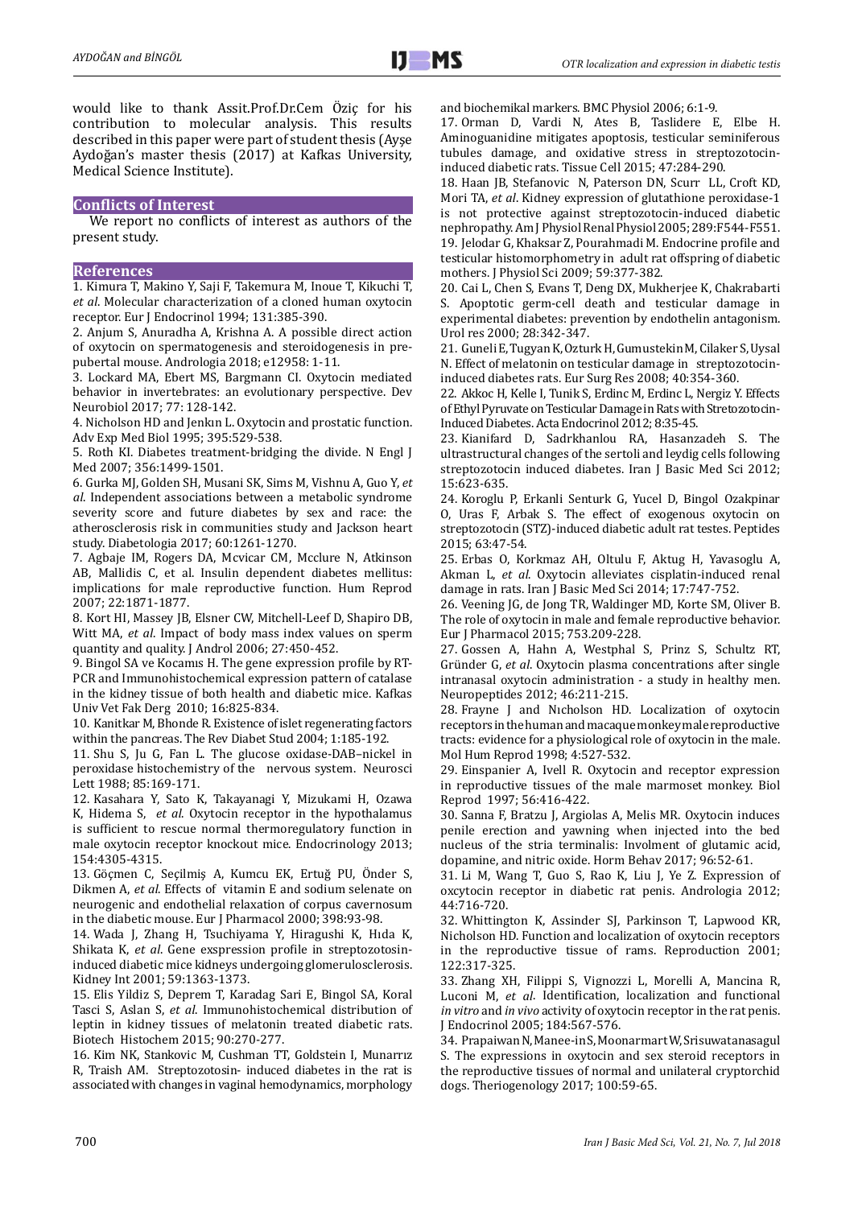would like to thank Assit.Prof.Dr.Cem Öziç for his contribution to molecular analysis. This results described in this paper were part of student thesis (Ayşe Aydoğan's master thesis (2017) at Kafkas University, Medical Science Institute).

## Conflicts of Interest

We report no conflicts of interest as authors of the present study.

## References

1. Kimura T, Makino Y, Saji F, Takemura M, Inoue T, Kikuchi T, *et al*. Molecular characterization of a cloned human oxytocin receptor. Eur J Endocrinol 1994; 131:385-390.
2. Anjum S, Anuradha A, Krishna A. A possible direct action of oxytocin on spermatogenesis and steroidogenesis in pre-pubertal mouse. Andrologia 2018; e12958: 1-11.
3. Lockard MA, Ebert MS, Bargmann CI. Oxytocin mediated behavior in invertebrates: an evolutionary perspective. Dev Neurobiol 2017; 77: 128-142.
4. Nicholson HD and Jenkın L. Oxytocin and prostatic function. Adv Exp Med Biol 1995; 395:529-538.
5. Roth KI. Diabetes treatment-bridging the divide. N Engl J Med 2007; 356:1499-1501.
6. Gurka MJ, Golden SH, Musani SK, Sims M, Vishnu A, Guo Y, *et al*. Independent associations between a metabolic syndrome severity score and future diabetes by sex and race: the atherosclerosis risk in communities study and Jackson heart study. Diabetologia 2017; 60:1261-1270.
7. Agbaje IM, Rogers DA, Mcvicar CM, Mcclure N, Atkinson AB, Mallidis C, et al. Insulin dependent diabetes mellitus: implications for male reproductive function. Hum Reprod 2007; 22:1871-1877.
8. Kort HI, Massey JB, Elsner CW, Mitchell-Leef D, Shapiro DB, Witt MA, *et al*. Impact of body mass index values on sperm quantity and quality. J Androl 2006; 27:450-452.
9. Bingol SA ve Kocamıs H. The gene expression profile by RT-PCR and Immunohistochemical expression pattern of catalase in the kidney tissue of both health and diabetic mice. Kafkas Univ Vet Fak Derg 2010; 16:825-834.
10. Kanitkar M, Bhonde R. Existence of islet regenerating factors within the pancreas. The Rev Diabet Stud 2004; 1:185-192.
11. Shu S, Ju G, Fan L. The glucose oxidase-DAB–nickel in peroxidase histochemistry of the nervous system. Neurosci Lett 1988; 85:169-171.
12. Kasahara Y, Sato K, Takayanagi Y, Mizukami H, Ozawa K, Hidema S, *et al*. Oxytocin receptor in the hypothalamus is sufficient to rescue normal thermoregulatory function in male oxytocin receptor knockout mice. Endocrinology 2013; 154:4305-4315.
13. Göçmen C, Seçilmiş A, Kumcu EK, Ertuğ PU, Önder S, Dikmen A, *et al*. Effects of vitamin E and sodium selenate on neurogenic and endothelial relaxation of corpus cavernosum in the diabetic mouse. Eur J Pharmacol 2000; 398:93-98.
14. Wada J, Zhang H, Tsuchiyama Y, Hiragushi K, Hıda K, Shikata K, *et al*. Gene exspression profile in streptozotosin-induced diabetic mice kidneys undergoing glomerulosclerosis. Kidney Int 2001; 59:1363-1373.
15. Elis Yildiz S, Deprem T, Karadag Sari E, Bingol SA, Koral Tasci S, Aslan S, *et al*. Immunohistochemical distribution of leptin in kidney tissues of melatonin treated diabetic rats. Biotech Histochem 2015; 90:270-277.
16. Kim NK, Stankovic M, Cushman TT, Goldstein I, Munarrız R, Traish AM. Streptozotosin- induced diabetes in the rat is associated with changes in vaginal hemodynamics, morphology and biochemikal markers. BMC Physiol 2006; 6:1-9.
17. Orman D, Vardi N, Ates B, Taslidere E, Elbe H. Aminoguanidine mitigates apoptosis, testicular seminiferous tubules damage, and oxidative stress in streptozotocin-induced diabetic rats. Tissue Cell 2015; 47:284-290.
18. Haan JB, Stefanovic N, Paterson DN, Scurr LL, Croft KD, Mori TA, *et al*. Kidney expression of glutathione peroxidase-1 is not protective against streptozotocin-induced diabetic nephropathy. Am J Physiol Renal Physiol 2005; 289:F544-F551.
19. Jelodar G, Khaksar Z, Pourahmadi M. Endocrine profile and testicular histomorphometry in adult rat offspring of diabetic mothers. J Physiol Sci 2009; 59:377-382.
20. Cai L, Chen S, Evans T, Deng DX, Mukherjee K, Chakrabarti S. Apoptotic germ-cell death and testicular damage in experimental diabetes: prevention by endothelin antagonism. Urol res 2000; 28:342-347.
21. Guneli E, Tugyan K, Ozturk H, Gumustekin M, Cilaker S, Uysal N. Effect of melatonin on testicular damage in streptozotocin-induced diabetes rats. Eur Surg Res 2008; 40:354-360.
22. Akkoc H, Kelle I, Tunik S, Erdinc M, Erdinc L, Nergiz Y. Effects of Ethyl Pyruvate on Testicular Damage in Rats with Stretozotocin-Induced Diabetes. Acta Endocrinol 2012; 8:35-45.
23. Kianifard D, Sadrkhanlou RA, Hasanzadeh S. The ultrastructural changes of the sertoli and leydig cells following streptozotocin induced diabetes. Iran J Basic Med Sci 2012; 15:623-635.
24. Koroglu P, Erkanli Senturk G, Yucel D, Bingol Ozakpinar O, Uras F, Arbak S. The effect of exogenous oxytocin on streptozotocin (STZ)-induced diabetic adult rat testes. Peptides 2015; 63:47-54.
25. Erbas O, Korkmaz AH, Oltulu F, Aktug H, Yavasoglu A, Akman L, *et al*. Oxytocin alleviates cisplatin-induced renal damage in rats. Iran J Basic Med Sci 2014; 17:747-752.
26. Veening JG, de Jong TR, Waldinger MD, Korte SM, Oliver B. The role of oxytocin in male and female reproductive behavior. Eur J Pharmacol 2015; 753.209-228.
27. Gossen A, Hahn A, Westphal S, Prinz S, Schultz RT, Gründer G, *et al*. Oxytocin plasma concentrations after single intranasal oxytocin administration - a study in healthy men. Neuropeptides 2012; 46:211-215.
28. Frayne J and Nıcholson HD. Localization of oxytocin receptors in the human and macaque monkey male reproductive tracts: evidence for a physiological role of oxytocin in the male. Mol Hum Reprod 1998; 4:527-532.
29. Einspanier A, Ivell R. Oxytocin and receptor expression in reproductive tissues of the male marmoset monkey. Biol Reprod 1997; 56:416-422.
30. Sanna F, Bratzu J, Argiolas A, Melis MR. Oxytocin induces penile erection and yawning when injected into the bed nucleus of the stria terminalis: Involment of glutamic acid, dopamine, and nitric oxide. Horm Behav 2017; 96:52-61.
31. Li M, Wang T, Guo S, Rao K, Liu J, Ye Z. Expression of oxcytocin receptor in diabetic rat penis. Andrologia 2012; 44:716-720.
32. Whittington K, Assinder SJ, Parkinson T, Lapwood KR, Nicholson HD. Function and localization of oxytocin receptors in the reproductive tissue of rams. Reproduction 2001; 122:317-325.
33. Zhang XH, Filippi S, Vignozzi L, Morelli A, Mancina R, Luconi M, *et al*. Identification, localization and functional *in vitro* and *in vivo* activity of oxytocin receptor in the rat penis. J Endocrinol 2005; 184:567-576.
34. Prapaiwan N, Manee-in S, Moonarmart W, Srisuwatanasagul S. The expressions in oxytocin and sex steroid receptors in the reproductive tissues of normal and unilateral cryptorchid dogs. Theriogenology 2017; 100:59-65.